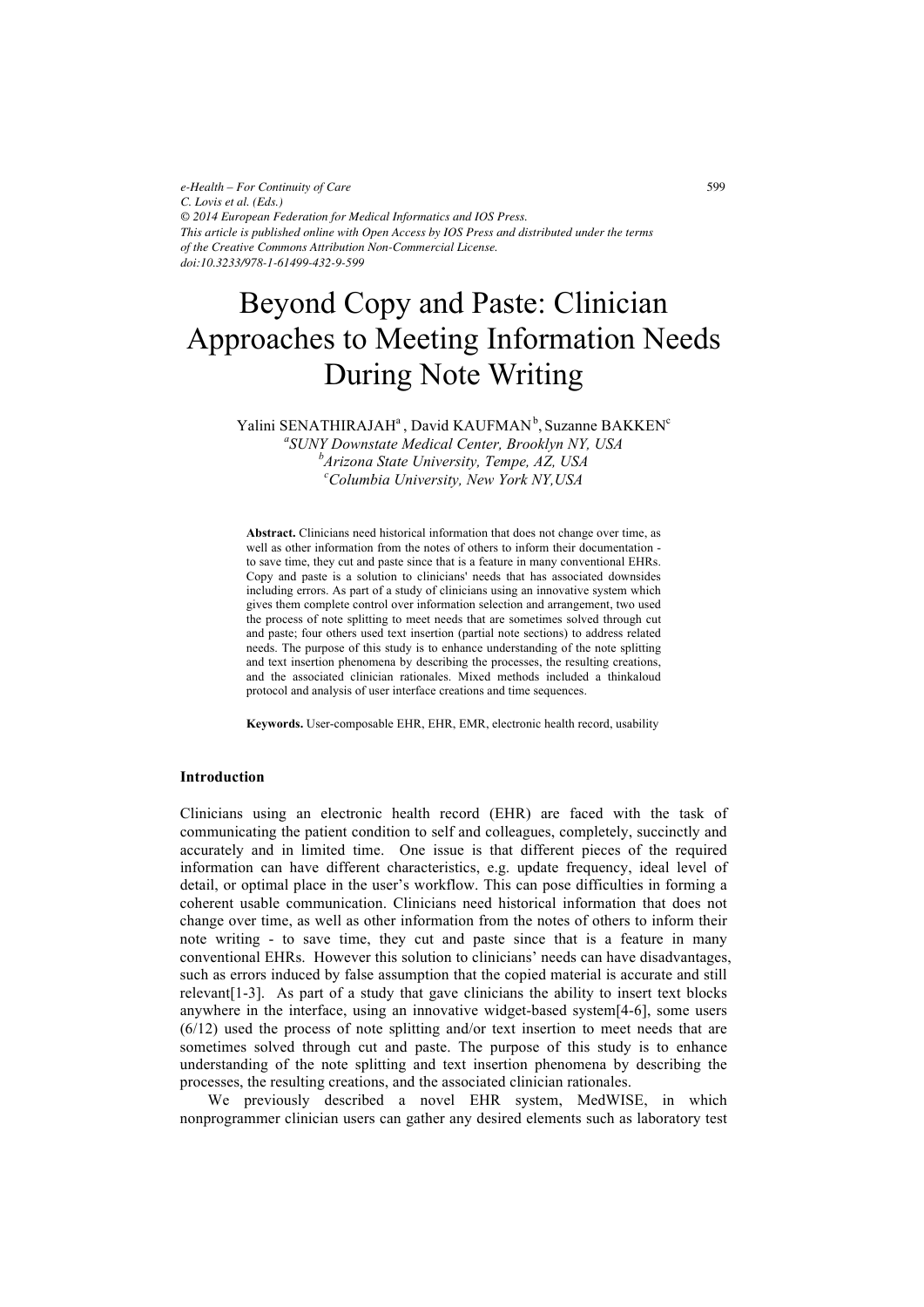*e-Health – For Continuity of Care*
*C. Lovis et al. (Eds.)*
*© 2014 European Federation for Medical Informatics and IOS Press.*
*This article is published online with Open Access by IOS Press and distributed under the terms of the Creative Commons Attribution Non-Commercial License.*
*doi:10.3233/978-1-61499-432-9-599*

# Beyond Copy and Paste: Clinician Approaches to Meeting Information Needs During Note Writing

Yalini SENATHIRAJAH[a], David KAUFMAN[b], Suzanne BAKKEN[c]

[a]*SUNY Downstate Medical Center, Brooklyn NY, USA*
[b]*Arizona State University, Tempe, AZ, USA*
[c]*Columbia University, New York NY,USA*

**Abstract.** Clinicians need historical information that does not change over time, as well as other information from the notes of others to inform their documentation - to save time, they cut and paste since that is a feature in many conventional EHRs. Copy and paste is a solution to clinicians' needs that has associated downsides including errors. As part of a study of clinicians using an innovative system which gives them complete control over information selection and arrangement, two used the process of note splitting to meet needs that are sometimes solved through cut and paste; four others used text insertion (partial note sections) to address related needs. The purpose of this study is to enhance understanding of the note splitting and text insertion phenomena by describing the processes, the resulting creations, and the associated clinician rationales. Mixed methods included a thinkaloud protocol and analysis of user interface creations and time sequences.

**Keywords.** User-composable EHR, EHR, EMR, electronic health record, usability

## Introduction

Clinicians using an electronic health record (EHR) are faced with the task of communicating the patient condition to self and colleagues, completely, succinctly and accurately and in limited time. One issue is that different pieces of the required information can have different characteristics, e.g. update frequency, ideal level of detail, or optimal place in the user's workflow. This can pose difficulties in forming a coherent usable communication. Clinicians need historical information that does not change over time, as well as other information from the notes of others to inform their note writing - to save time, they cut and paste since that is a feature in many conventional EHRs. However this solution to clinicians' needs can have disadvantages, such as errors induced by false assumption that the copied material is accurate and still relevant[1-3]. As part of a study that gave clinicians the ability to insert text blocks anywhere in the interface, using an innovative widget-based system[4-6], some users (6/12) used the process of note splitting and/or text insertion to meet needs that are sometimes solved through cut and paste. The purpose of this study is to enhance understanding of the note splitting and text insertion phenomena by describing the processes, the resulting creations, and the associated clinician rationales.

We previously described a novel EHR system, MedWISE, in which nonprogrammer clinician users can gather any desired elements such as laboratory test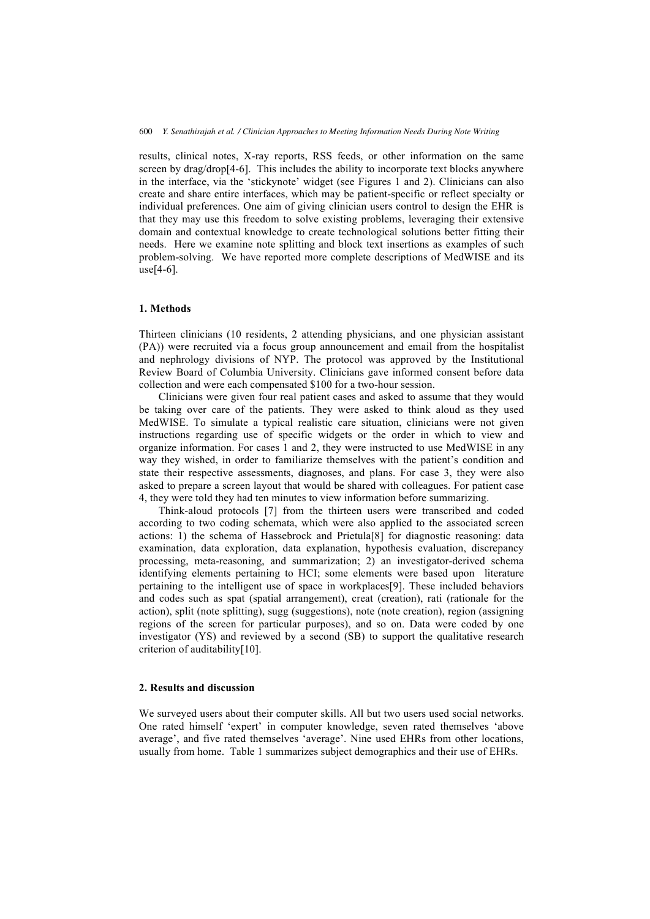results, clinical notes, X-ray reports, RSS feeds, or other information on the same screen by drag/drop[4-6]. This includes the ability to incorporate text blocks anywhere in the interface, via the 'stickynote' widget (see Figures 1 and 2). Clinicians can also create and share entire interfaces, which may be patient-specific or reflect specialty or individual preferences. One aim of giving clinician users control to design the EHR is that they may use this freedom to solve existing problems, leveraging their extensive domain and contextual knowledge to create technological solutions better fitting their needs. Here we examine note splitting and block text insertions as examples of such problem-solving. We have reported more complete descriptions of MedWISE and its use[4-6].

## 1. Methods

Thirteen clinicians (10 residents, 2 attending physicians, and one physician assistant (PA)) were recruited via a focus group announcement and email from the hospitalist and nephrology divisions of NYP. The protocol was approved by the Institutional Review Board of Columbia University. Clinicians gave informed consent before data collection and were each compensated $100 for a two-hour session.

Clinicians were given four real patient cases and asked to assume that they would be taking over care of the patients. They were asked to think aloud as they used MedWISE. To simulate a typical realistic care situation, clinicians were not given instructions regarding use of specific widgets or the order in which to view and organize information. For cases 1 and 2, they were instructed to use MedWISE in any way they wished, in order to familiarize themselves with the patient's condition and state their respective assessments, diagnoses, and plans. For case 3, they were also asked to prepare a screen layout that would be shared with colleagues. For patient case 4, they were told they had ten minutes to view information before summarizing.

Think-aloud protocols [7] from the thirteen users were transcribed and coded according to two coding schemata, which were also applied to the associated screen actions: 1) the schema of Hassebrock and Prietula[8] for diagnostic reasoning: data examination, data exploration, data explanation, hypothesis evaluation, discrepancy processing, meta-reasoning, and summarization; 2) an investigator-derived schema identifying elements pertaining to HCI; some elements were based upon literature pertaining to the intelligent use of space in workplaces[9]. These included behaviors and codes such as spat (spatial arrangement), creat (creation), rati (rationale for the action), split (note splitting), sugg (suggestions), note (note creation), region (assigning regions of the screen for particular purposes), and so on. Data were coded by one investigator (YS) and reviewed by a second (SB) to support the qualitative research criterion of auditability[10].

## 2. Results and discussion

We surveyed users about their computer skills. All but two users used social networks. One rated himself 'expert' in computer knowledge, seven rated themselves 'above average', and five rated themselves 'average'. Nine used EHRs from other locations, usually from home. Table 1 summarizes subject demographics and their use of EHRs.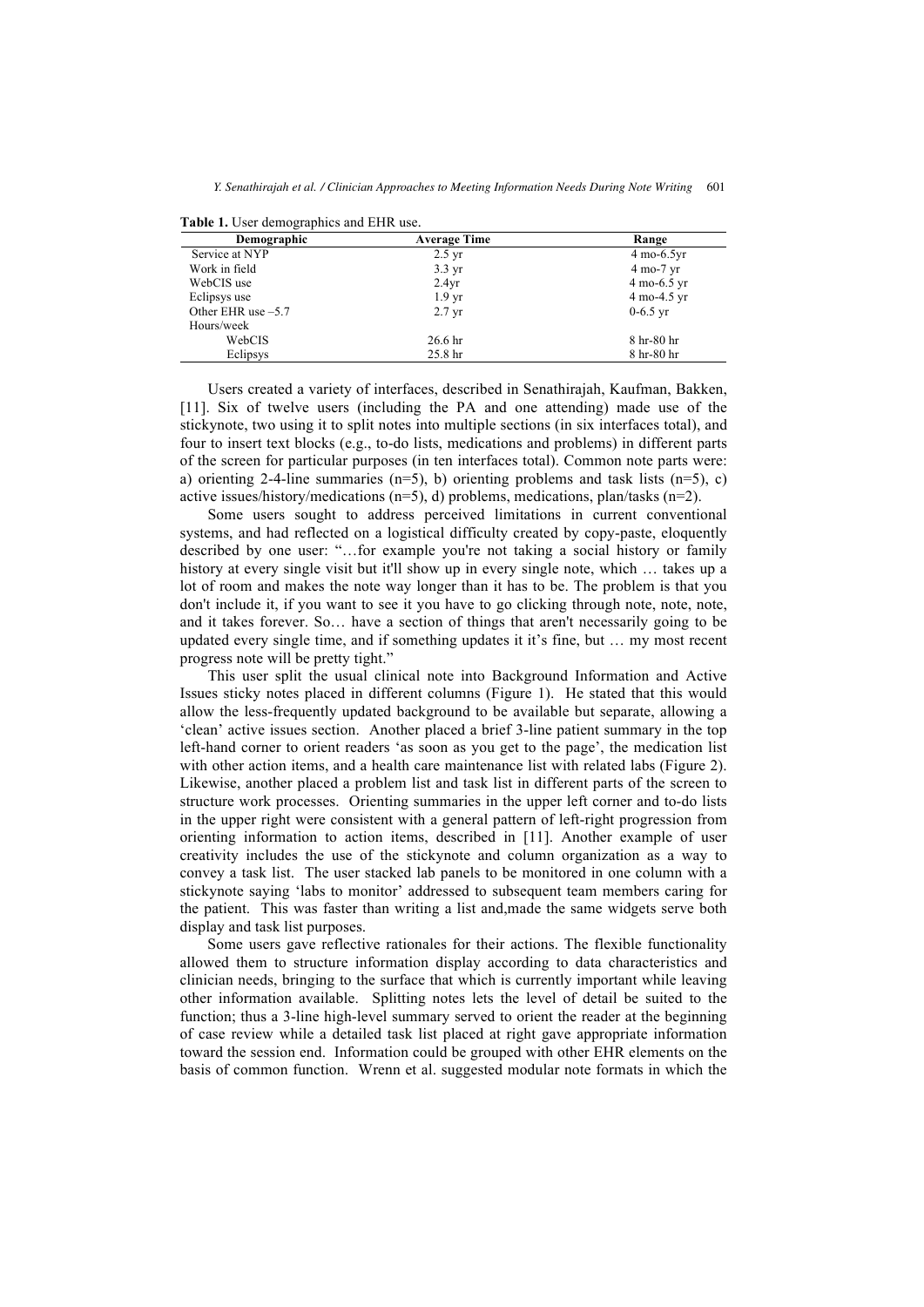**Table 1.** User demographics and EHR use.

| Demographic | Average Time | Range |
|---|---|---|
| Service at NYP | 2.5 yr | 4 mo-6.5yr |
| Work in field | 3.3 yr | 4 mo-7 yr |
| WebCIS use | 2.4yr | 4 mo-6.5 yr |
| Eclipsys use | 1.9 yr | 4 mo-4.5 yr |
| Other EHR use –5.7 | 2.7 yr | 0-6.5 yr |
| Hours/week | | |
| WebCIS | 26.6 hr | 8 hr-80 hr |
| Eclipsys | 25.8 hr | 8 hr-80 hr |

Users created a variety of interfaces, described in Senathirajah, Kaufman, Bakken, [11]. Six of twelve users (including the PA and one attending) made use of the stickynote, two using it to split notes into multiple sections (in six interfaces total), and four to insert text blocks (e.g., to-do lists, medications and problems) in different parts of the screen for particular purposes (in ten interfaces total). Common note parts were: a) orienting 2-4-line summaries (n=5), b) orienting problems and task lists (n=5), c) active issues/history/medications (n=5), d) problems, medications, plan/tasks (n=2).

Some users sought to address perceived limitations in current conventional systems, and had reflected on a logistical difficulty created by copy-paste, eloquently described by one user: "…for example you're not taking a social history or family history at every single visit but it'll show up in every single note, which … takes up a lot of room and makes the note way longer than it has to be. The problem is that you don't include it, if you want to see it you have to go clicking through note, note, note, and it takes forever. So… have a section of things that aren't necessarily going to be updated every single time, and if something updates it it's fine, but … my most recent progress note will be pretty tight."

This user split the usual clinical note into Background Information and Active Issues sticky notes placed in different columns (Figure 1). He stated that this would allow the less-frequently updated background to be available but separate, allowing a 'clean' active issues section. Another placed a brief 3-line patient summary in the top left-hand corner to orient readers 'as soon as you get to the page', the medication list with other action items, and a health care maintenance list with related labs (Figure 2). Likewise, another placed a problem list and task list in different parts of the screen to structure work processes. Orienting summaries in the upper left corner and to-do lists in the upper right were consistent with a general pattern of left-right progression from orienting information to action items, described in [11]. Another example of user creativity includes the use of the stickynote and column organization as a way to convey a task list. The user stacked lab panels to be monitored in one column with a stickynote saying 'labs to monitor' addressed to subsequent team members caring for the patient. This was faster than writing a list and,made the same widgets serve both display and task list purposes.

Some users gave reflective rationales for their actions. The flexible functionality allowed them to structure information display according to data characteristics and clinician needs, bringing to the surface that which is currently important while leaving other information available. Splitting notes lets the level of detail be suited to the function; thus a 3-line high-level summary served to orient the reader at the beginning of case review while a detailed task list placed at right gave appropriate information toward the session end. Information could be grouped with other EHR elements on the basis of common function. Wrenn et al. suggested modular note formats in which the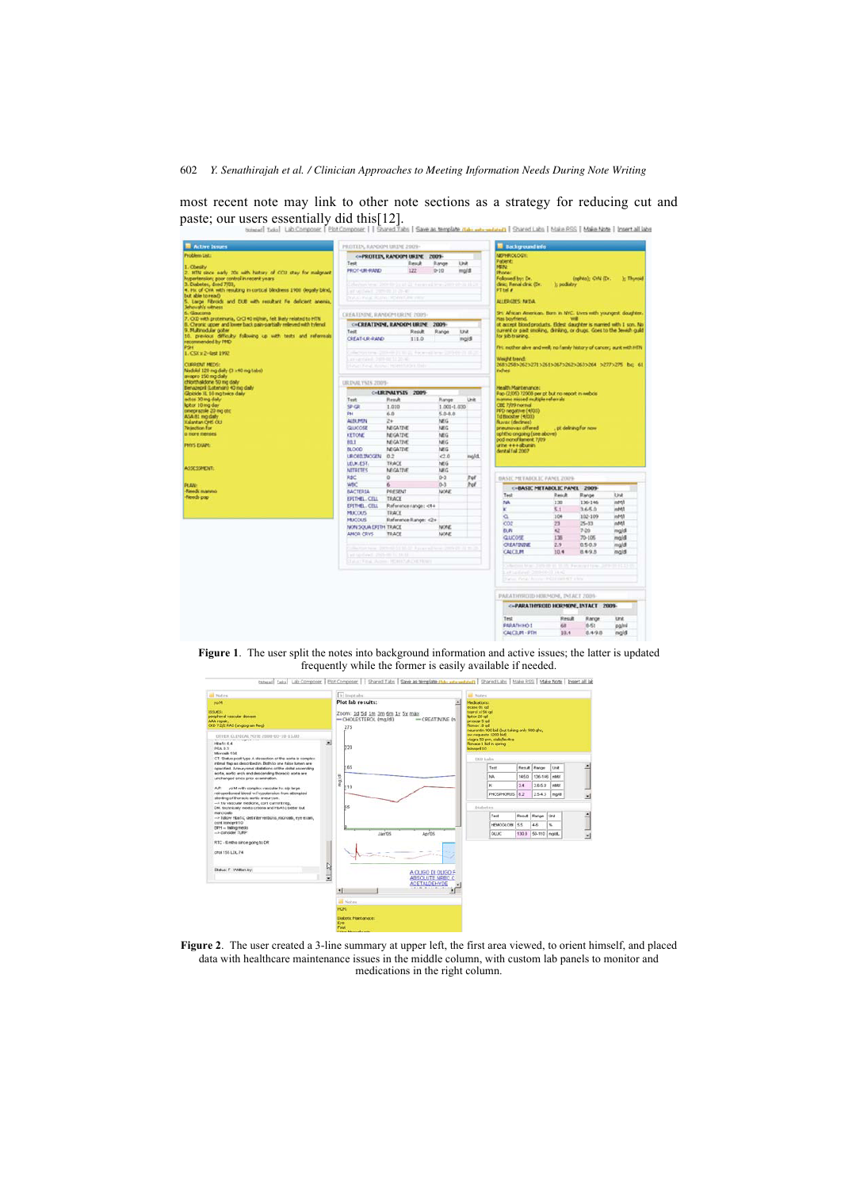most recent note may link to other note sections as a strategy for reducing cut and paste; our users essentially did this[12].

**Figure 1**. The user split the notes into background information and active issues; the latter is updated frequently while the former is easily available if needed.

**Figure 2**. The user created a 3-line summary at upper left, the first area viewed, to orient himself, and placed data with healthcare maintenance issues in the middle column, with custom lab panels to monitor and medications in the right column.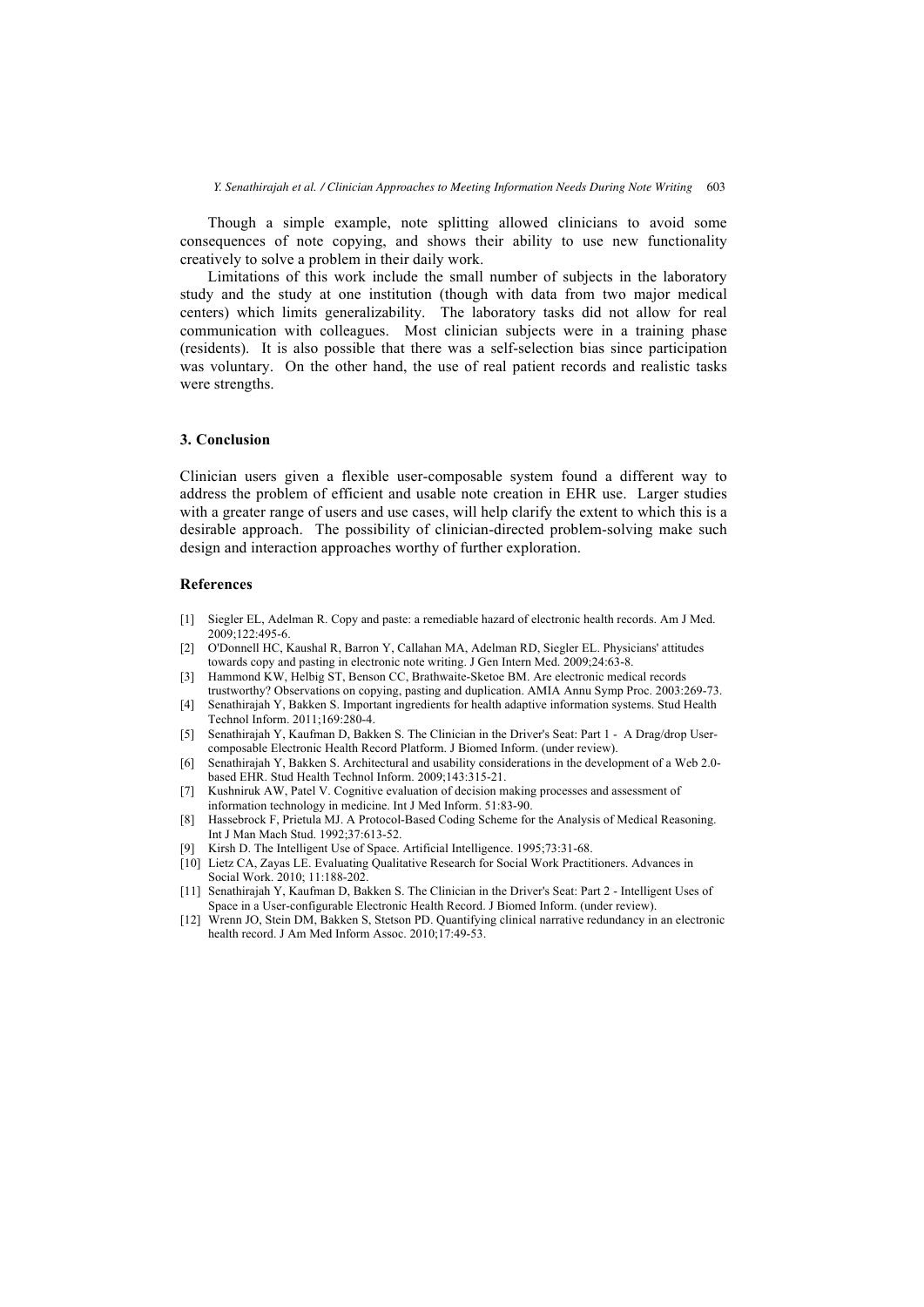Though a simple example, note splitting allowed clinicians to avoid some consequences of note copying, and shows their ability to use new functionality creatively to solve a problem in their daily work.

Limitations of this work include the small number of subjects in the laboratory study and the study at one institution (though with data from two major medical centers) which limits generalizability. The laboratory tasks did not allow for real communication with colleagues. Most clinician subjects were in a training phase (residents). It is also possible that there was a self-selection bias since participation was voluntary. On the other hand, the use of real patient records and realistic tasks were strengths.

## 3. Conclusion

Clinician users given a flexible user-composable system found a different way to address the problem of efficient and usable note creation in EHR use. Larger studies with a greater range of users and use cases, will help clarify the extent to which this is a desirable approach. The possibility of clinician-directed problem-solving make such design and interaction approaches worthy of further exploration.

## References

[1] Siegler EL, Adelman R. Copy and paste: a remediable hazard of electronic health records. Am J Med. 2009;122:495-6.

[2] O'Donnell HC, Kaushal R, Barron Y, Callahan MA, Adelman RD, Siegler EL. Physicians' attitudes towards copy and pasting in electronic note writing. J Gen Intern Med. 2009;24:63-8.

[3] Hammond KW, Helbig ST, Benson CC, Brathwaite-Sketoe BM. Are electronic medical records trustworthy? Observations on copying, pasting and duplication. AMIA Annu Symp Proc. 2003:269-73.

[4] Senathirajah Y, Bakken S. Important ingredients for health adaptive information systems. Stud Health Technol Inform. 2011;169:280-4.

[5] Senathirajah Y, Kaufman D, Bakken S. The Clinician in the Driver's Seat: Part 1 - A Drag/drop User-composable Electronic Health Record Platform. J Biomed Inform. (under review).

[6] Senathirajah Y, Bakken S. Architectural and usability considerations in the development of a Web 2.0-based EHR. Stud Health Technol Inform. 2009;143:315-21.

[7] Kushniruk AW, Patel V. Cognitive evaluation of decision making processes and assessment of information technology in medicine. Int J Med Inform. 51:83-90.

[8] Hassebrock F, Prietula MJ. A Protocol-Based Coding Scheme for the Analysis of Medical Reasoning. Int J Man Mach Stud. 1992;37:613-52.

[9] Kirsh D. The Intelligent Use of Space. Artificial Intelligence. 1995;73:31-68.

[10] Lietz CA, Zayas LE. Evaluating Qualitative Research for Social Work Practitioners. Advances in Social Work. 2010; 11:188-202.

[11] Senathirajah Y, Kaufman D, Bakken S. The Clinician in the Driver's Seat: Part 2 - Intelligent Uses of Space in a User-configurable Electronic Health Record. J Biomed Inform. (under review).

[12] Wrenn JO, Stein DM, Bakken S, Stetson PD. Quantifying clinical narrative redundancy in an electronic health record. J Am Med Inform Assoc. 2010;17:49-53.